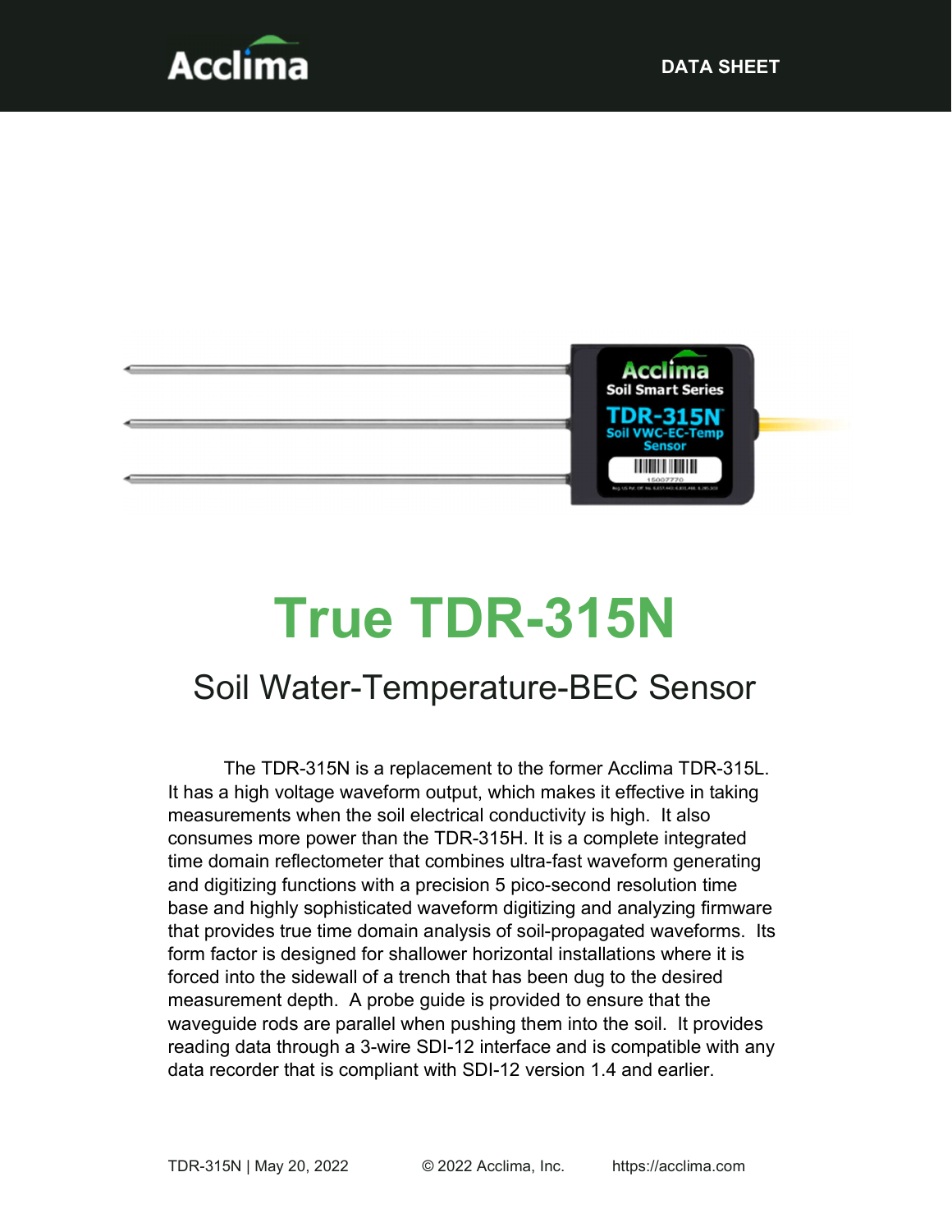Acclima

DATA SHEET

# True TDR-315N

## Soil Water-Temperature-BEC Sensor

The TDR-315N is a replacement to the former Acclima TDR-315L. It has a high voltage waveform output, which makes it effective in taking measurements when the soil electrical conductivity is high. It also consumes more power than the TDR-315H. It is a complete integrated time domain reflectometer that combines ultra-fast waveform generating and digitizing functions with a precision 5 pico-second resolution time base and highly sophisticated waveform digitizing and analyzing firmware that provides true time domain analysis of soil-propagated waveforms. Its form factor is designed for shallower horizontal installations where it is forced into the sidewall of a trench that has been dug to the desired measurement depth. A probe guide is provided to ensure that the waveguide rods are parallel when pushing them into the soil. It provides reading data through a 3-wire SDI-12 interface and is compatible with any data recorder that is compliant with SDI-12 version 1.4 and earlier.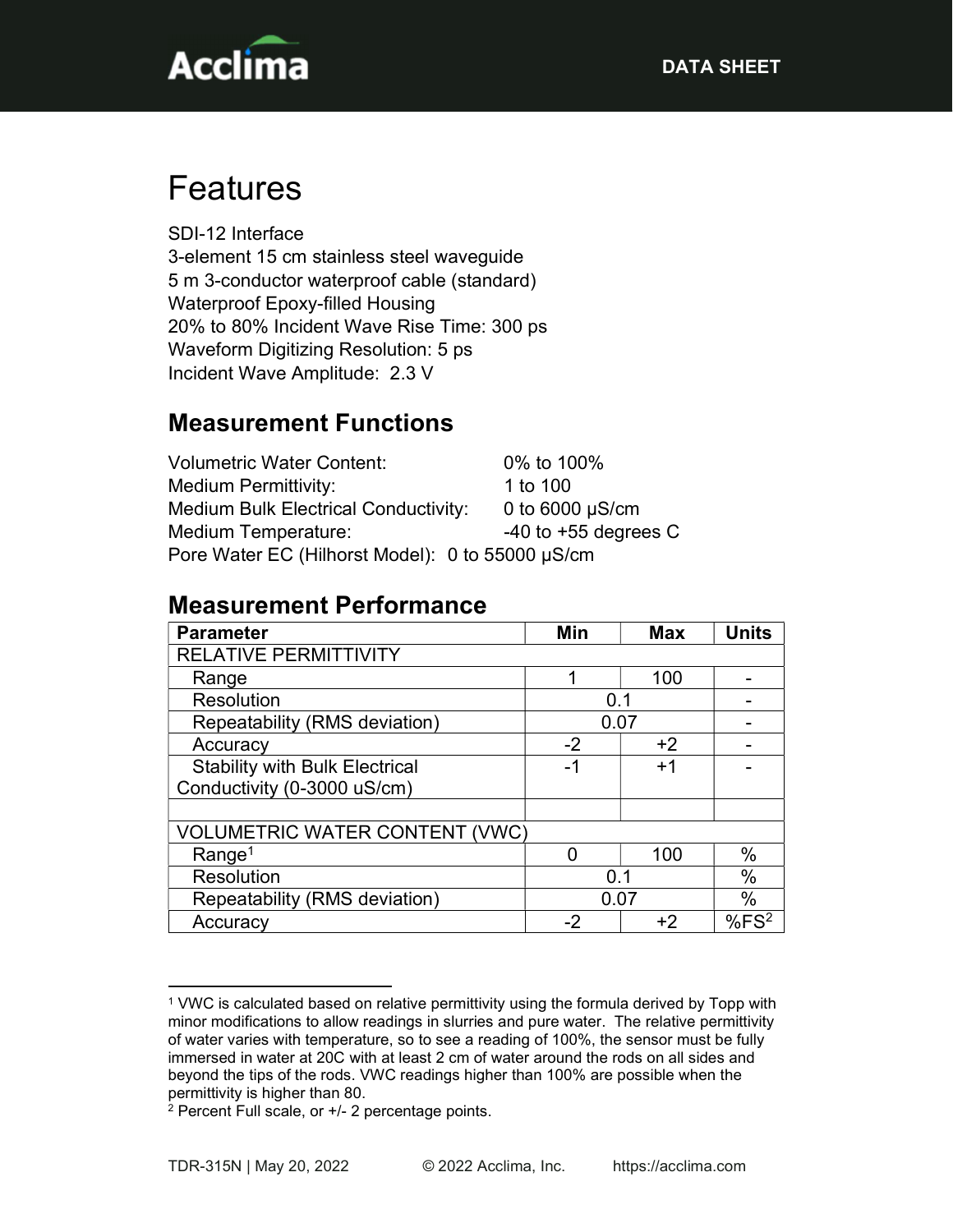# Features

SDI-12 Interface
3-element 15 cm stainless steel waveguide
5 m 3-conductor waterproof cable (standard)
Waterproof Epoxy-filled Housing
20% to 80% Incident Wave Rise Time: 300 ps
Waveform Digitizing Resolution: 5 ps
Incident Wave Amplitude: 2.3 V

## Measurement Functions

Volumetric Water Content: 0% to 100%
Medium Permittivity: 1 to 100
Medium Bulk Electrical Conductivity: 0 to 6000 μS/cm
Medium Temperature: -40 to +55 degrees C
Pore Water EC (Hilhorst Model): 0 to 55000 μS/cm

## Measurement Performance

| Parameter | Min | Max | Units |
|---|---|---|---|
| RELATIVE PERMITTIVITY | | | |
| Range | 1 | 100 | - |
| Resolution | 0.1 | | - |
| Repeatability (RMS deviation) | 0.07 | | - |
| Accuracy | -2 | +2 | - |
| Stability with Bulk Electrical Conductivity (0-3000 uS/cm) | -1 | +1 | - |
| | | | |
| VOLUMETRIC WATER CONTENT (VWC) | | | |
| Range[1] | 0 | 100 | % |
| Resolution | 0.1 | | % |
| Repeatability (RMS deviation) | 0.07 | | % |
| Accuracy | -2 | +2 | %FS[2] |

[1] VWC is calculated based on relative permittivity using the formula derived by Topp with minor modifications to allow readings in slurries and pure water. The relative permittivity of water varies with temperature, so to see a reading of 100%, the sensor must be fully immersed in water at 20C with at least 2 cm of water around the rods on all sides and beyond the tips of the rods. VWC readings higher than 100% are possible when the permittivity is higher than 80.

[2] Percent Full scale, or +/- 2 percentage points.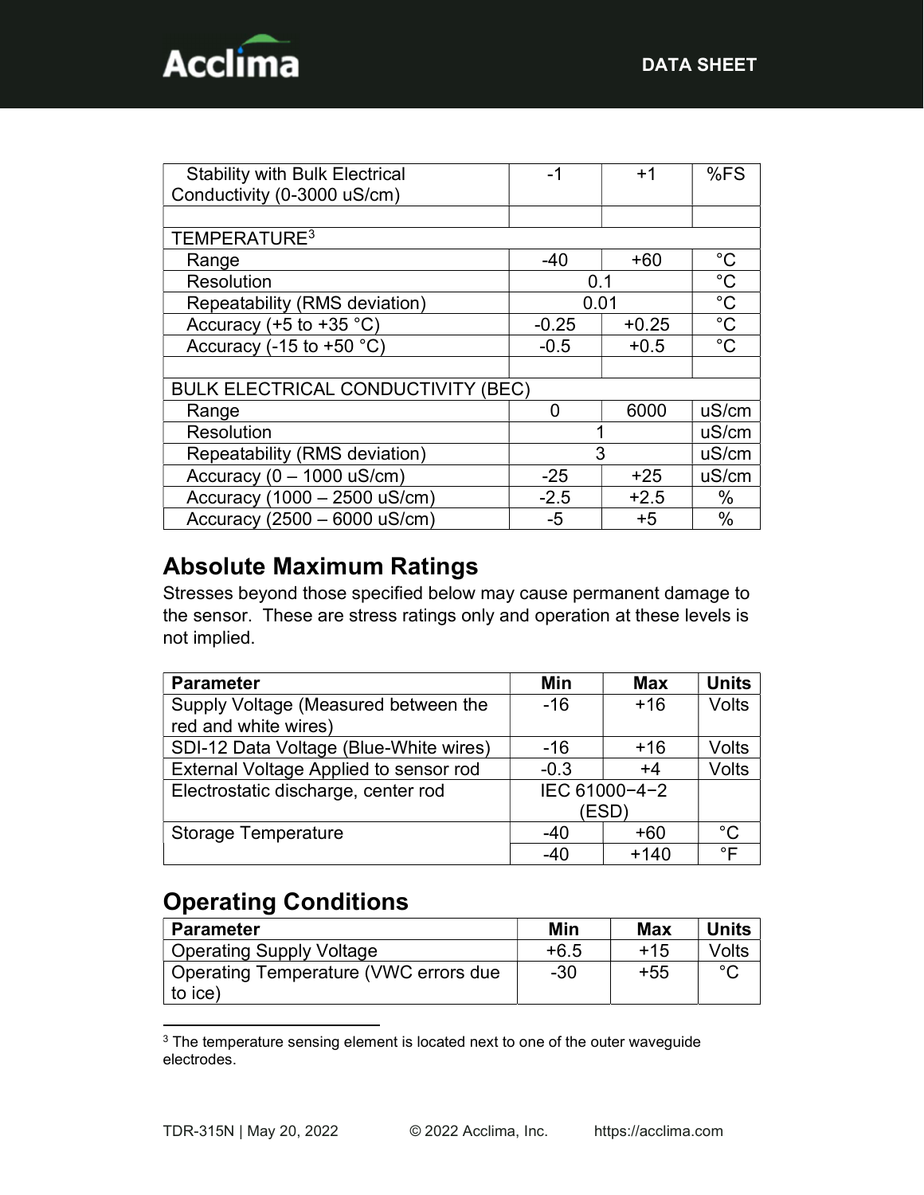| | | | |
|---|---|---|---|
| Stability with Bulk Electrical Conductivity (0-3000 uS/cm) | -1 | +1 | %FS |
| | | | |
| TEMPERATURE[3] | | | |
| Range | -40 | +60 | °C |
| Resolution | 0.1 | | °C |
| Repeatability (RMS deviation) | 0.01 | | °C |
| Accuracy (+5 to +35 °C) | -0.25 | +0.25 | °C |
| Accuracy (-15 to +50 °C) | -0.5 | +0.5 | °C |
| | | | |
| BULK ELECTRICAL CONDUCTIVITY (BEC) | | | |
| Range | 0 | 6000 | uS/cm |
| Resolution | 1 | | uS/cm |
| Repeatability (RMS deviation) | 3 | | uS/cm |
| Accuracy (0 – 1000 uS/cm) | -25 | +25 | uS/cm |
| Accuracy (1000 – 2500 uS/cm) | -2.5 | +2.5 | % |
| Accuracy (2500 – 6000 uS/cm) | -5 | +5 | % |

## Absolute Maximum Ratings

Stresses beyond those specified below may cause permanent damage to the sensor. These are stress ratings only and operation at these levels is not implied.

| Parameter | Min | Max | Units |
|---|---|---|---|
| Supply Voltage (Measured between the red and white wires) | -16 | +16 | Volts |
| SDI-12 Data Voltage (Blue-White wires) | -16 | +16 | Volts |
| External Voltage Applied to sensor rod | -0.3 | +4 | Volts |
| Electrostatic discharge, center rod | IEC 61000−4−2 (ESD) | | |
| Storage Temperature | -40 | +60 | °C |
| | -40 | +140 | °F |

## Operating Conditions

| Parameter | Min | Max | Units |
|---|---|---|---|
| Operating Supply Voltage | +6.5 | +15 | Volts |
| Operating Temperature (VWC errors due to ice) | -30 | +55 | °C |

[3] The temperature sensing element is located next to one of the outer waveguide electrodes.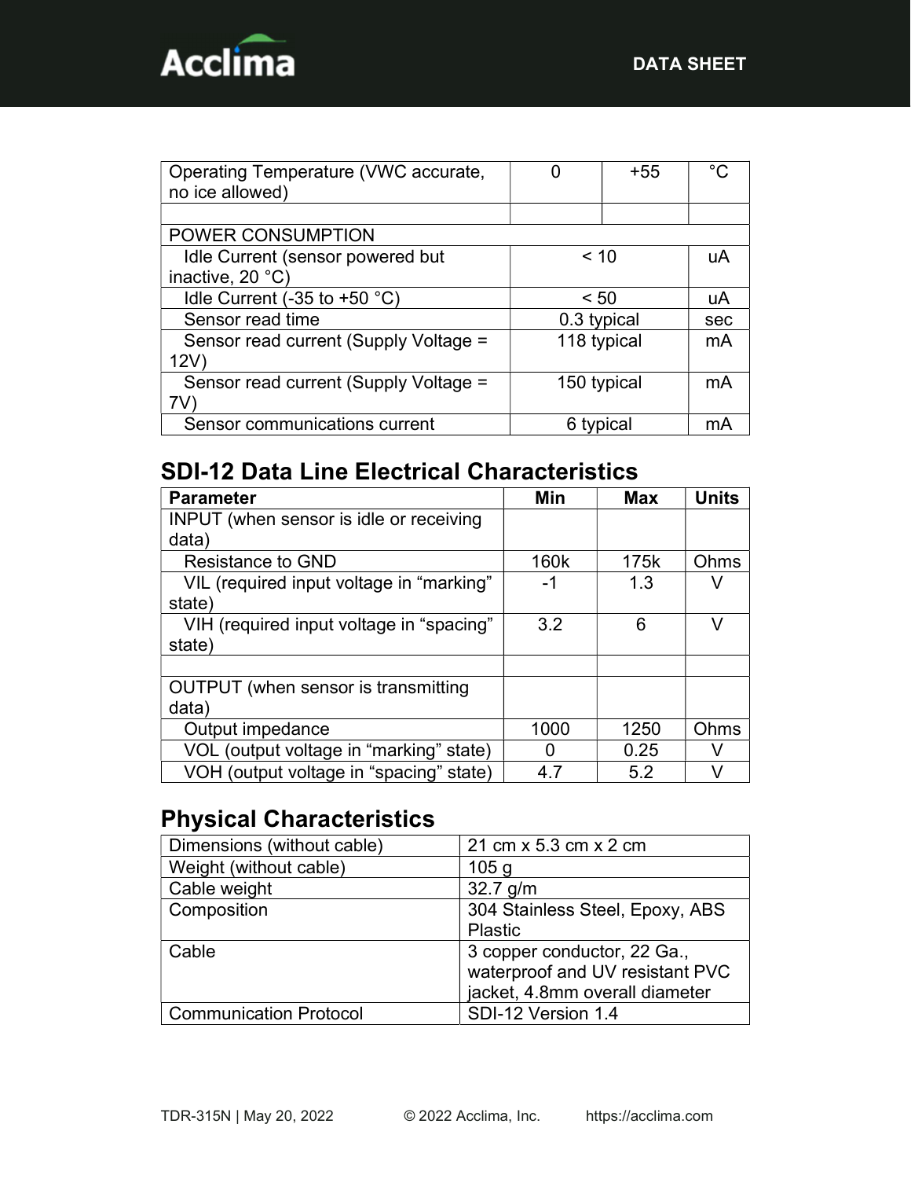| | | | |
|---|---|---|---|
| Operating Temperature (VWC accurate, no ice allowed) | 0 | +55 | ˚C |
| | | | |
| POWER CONSUMPTION | | | |
| Idle Current (sensor powered but inactive, 20 °C) | < 10 | | uA |
| Idle Current (-35 to +50 °C) | < 50 | | uA |
| Sensor read time | 0.3 typical | | sec |
| Sensor read current (Supply Voltage = 12V) | 118 typical | | mA |
| Sensor read current (Supply Voltage = 7V) | 150 typical | | mA |
| Sensor communications current | 6 typical | | mA |

## SDI-12 Data Line Electrical Characteristics

| Parameter | Min | Max | Units |
|---|---|---|---|
| INPUT (when sensor is idle or receiving data) | | | |
| Resistance to GND | 160k | 175k | Ohms |
| VIL (required input voltage in “marking” state) | -1 | 1.3 | V |
| VIH (required input voltage in “spacing” state) | 3.2 | 6 | V |
| | | | |
| OUTPUT (when sensor is transmitting data) | | | |
| Output impedance | 1000 | 1250 | Ohms |
| VOL (output voltage in “marking” state) | 0 | 0.25 | V |
| VOH (output voltage in “spacing” state) | 4.7 | 5.2 | V |

## Physical Characteristics

| | |
|---|---|
| Dimensions (without cable) | 21 cm x 5.3 cm x 2 cm |
| Weight (without cable) | 105 g |
| Cable weight | 32.7 g/m |
| Composition | 304 Stainless Steel, Epoxy, ABS Plastic |
| Cable | 3 copper conductor, 22 Ga., waterproof and UV resistant PVC jacket, 4.8mm overall diameter |
| Communication Protocol | SDI-12 Version 1.4 |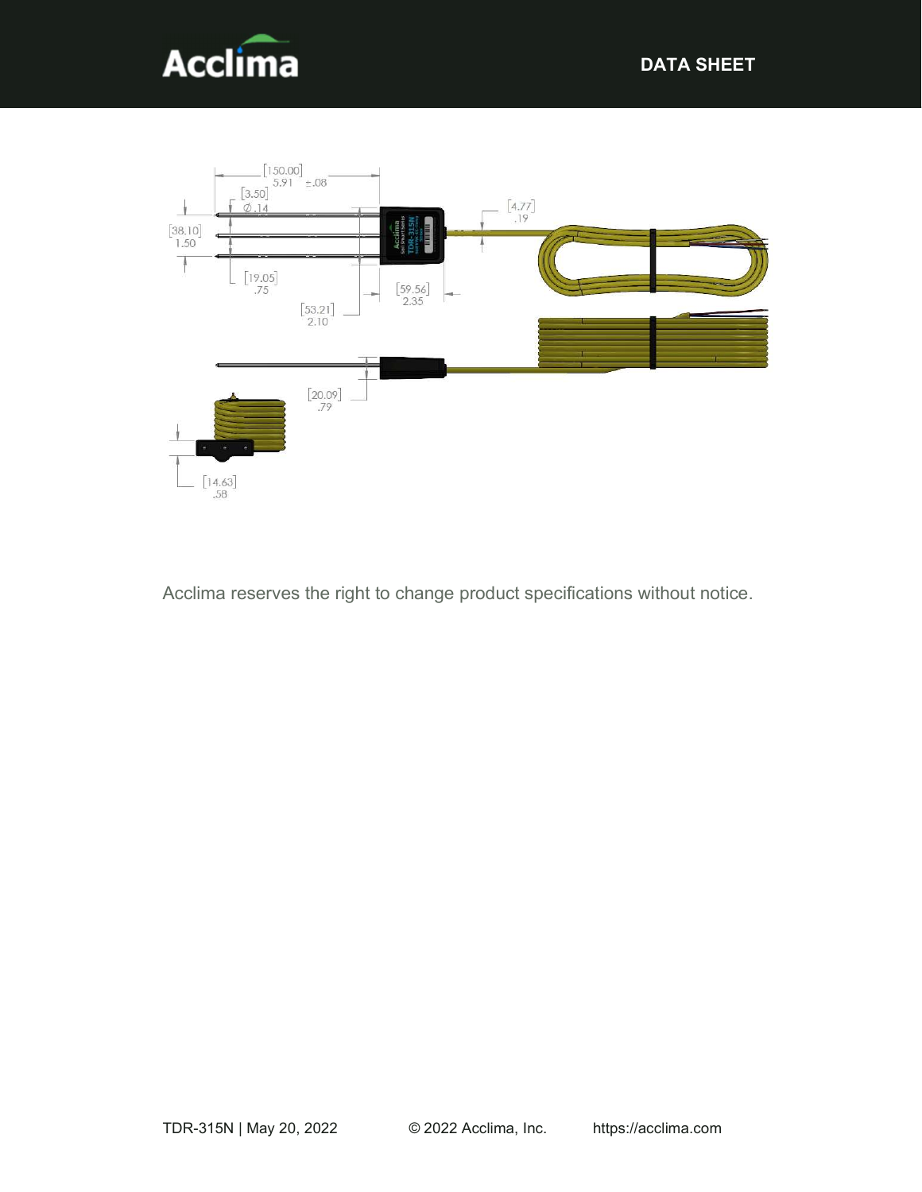[150.00]
5.91 ±.08

[3.50]
∅ .14

[38.10]
1.50

[19.05]
.75

[53.21]
2.10

[59.56]
2.35

[4.77]
.19

[20.09]
.79

[14.63]
.58

Acclima reserves the right to change product specifications without notice.